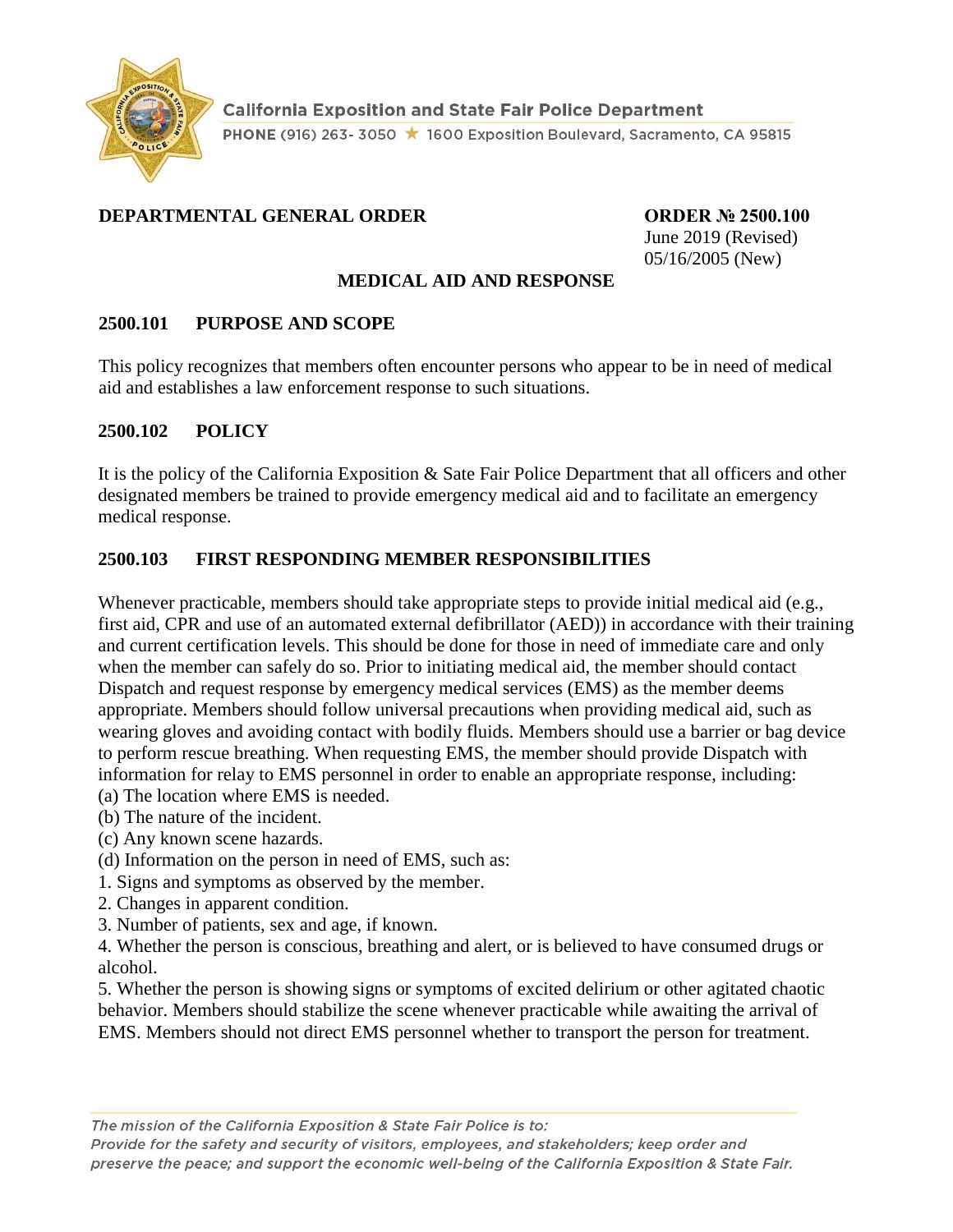California Exposition and State Fair Police Department

PHONE (916) 263- 3050 ★ 1600 Exposition Boulevard, Sacramento, CA 95815

**DEPARTMENTAL GENERAL ORDER**

**ORDER № 2500.100**
June 2019 (Revised)
05/16/2005 (New)

# MEDICAL AID AND RESPONSE

## 2500.101 PURPOSE AND SCOPE

This policy recognizes that members often encounter persons who appear to be in need of medical aid and establishes a law enforcement response to such situations.

## 2500.102 POLICY

It is the policy of the California Exposition & Sate Fair Police Department that all officers and other designated members be trained to provide emergency medical aid and to facilitate an emergency medical response.

## 2500.103 FIRST RESPONDING MEMBER RESPONSIBILITIES

Whenever practicable, members should take appropriate steps to provide initial medical aid (e.g., first aid, CPR and use of an automated external defibrillator (AED)) in accordance with their training and current certification levels. This should be done for those in need of immediate care and only when the member can safely do so. Prior to initiating medical aid, the member should contact Dispatch and request response by emergency medical services (EMS) as the member deems appropriate. Members should follow universal precautions when providing medical aid, such as wearing gloves and avoiding contact with bodily fluids. Members should use a barrier or bag device to perform rescue breathing. When requesting EMS, the member should provide Dispatch with information for relay to EMS personnel in order to enable an appropriate response, including:

(a) The location where EMS is needed.
(b) The nature of the incident.
(c) Any known scene hazards.
(d) Information on the person in need of EMS, such as:

1. Signs and symptoms as observed by the member.
2. Changes in apparent condition.
3. Number of patients, sex and age, if known.
4. Whether the person is conscious, breathing and alert, or is believed to have consumed drugs or alcohol.
5. Whether the person is showing signs or symptoms of excited delirium or other agitated chaotic behavior. Members should stabilize the scene whenever practicable while awaiting the arrival of EMS. Members should not direct EMS personnel whether to transport the person for treatment.

*The mission of the California Exposition & State Fair Police is to:*
*Provide for the safety and security of visitors, employees, and stakeholders; keep order and preserve the peace; and support the economic well-being of the California Exposition & State Fair.*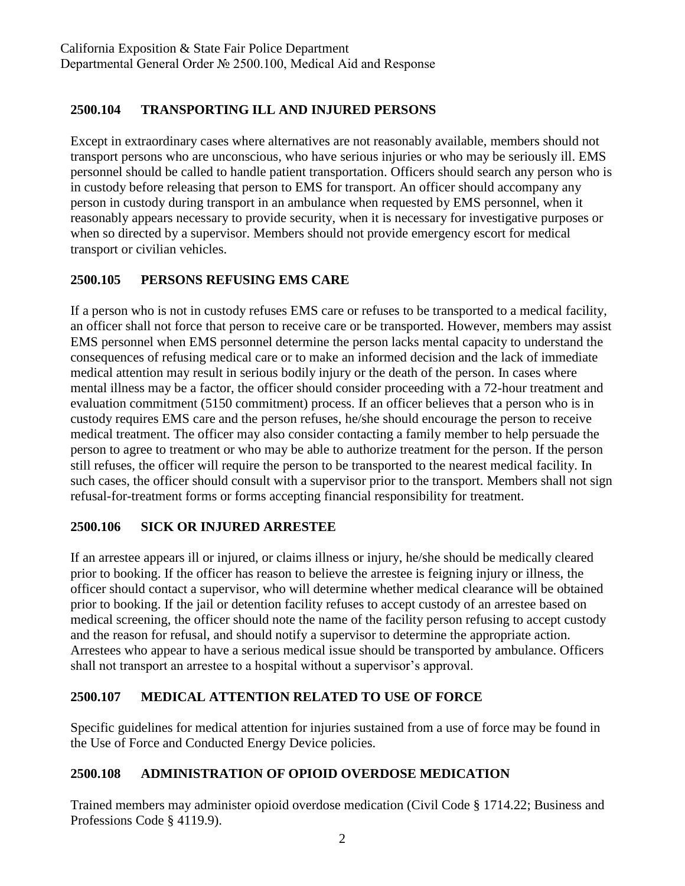## 2500.104 TRANSPORTING ILL AND INJURED PERSONS

Except in extraordinary cases where alternatives are not reasonably available, members should not transport persons who are unconscious, who have serious injuries or who may be seriously ill. EMS personnel should be called to handle patient transportation. Officers should search any person who is in custody before releasing that person to EMS for transport. An officer should accompany any person in custody during transport in an ambulance when requested by EMS personnel, when it reasonably appears necessary to provide security, when it is necessary for investigative purposes or when so directed by a supervisor. Members should not provide emergency escort for medical transport or civilian vehicles.

## 2500.105 PERSONS REFUSING EMS CARE

If a person who is not in custody refuses EMS care or refuses to be transported to a medical facility, an officer shall not force that person to receive care or be transported. However, members may assist EMS personnel when EMS personnel determine the person lacks mental capacity to understand the consequences of refusing medical care or to make an informed decision and the lack of immediate medical attention may result in serious bodily injury or the death of the person. In cases where mental illness may be a factor, the officer should consider proceeding with a 72-hour treatment and evaluation commitment (5150 commitment) process. If an officer believes that a person who is in custody requires EMS care and the person refuses, he/she should encourage the person to receive medical treatment. The officer may also consider contacting a family member to help persuade the person to agree to treatment or who may be able to authorize treatment for the person. If the person still refuses, the officer will require the person to be transported to the nearest medical facility. In such cases, the officer should consult with a supervisor prior to the transport. Members shall not sign refusal-for-treatment forms or forms accepting financial responsibility for treatment.

## 2500.106 SICK OR INJURED ARRESTEE

If an arrestee appears ill or injured, or claims illness or injury, he/she should be medically cleared prior to booking. If the officer has reason to believe the arrestee is feigning injury or illness, the officer should contact a supervisor, who will determine whether medical clearance will be obtained prior to booking. If the jail or detention facility refuses to accept custody of an arrestee based on medical screening, the officer should note the name of the facility person refusing to accept custody and the reason for refusal, and should notify a supervisor to determine the appropriate action. Arrestees who appear to have a serious medical issue should be transported by ambulance. Officers shall not transport an arrestee to a hospital without a supervisor's approval.

## 2500.107 MEDICAL ATTENTION RELATED TO USE OF FORCE

Specific guidelines for medical attention for injuries sustained from a use of force may be found in the Use of Force and Conducted Energy Device policies.

## 2500.108 ADMINISTRATION OF OPIOID OVERDOSE MEDICATION

Trained members may administer opioid overdose medication (Civil Code § 1714.22; Business and Professions Code § 4119.9).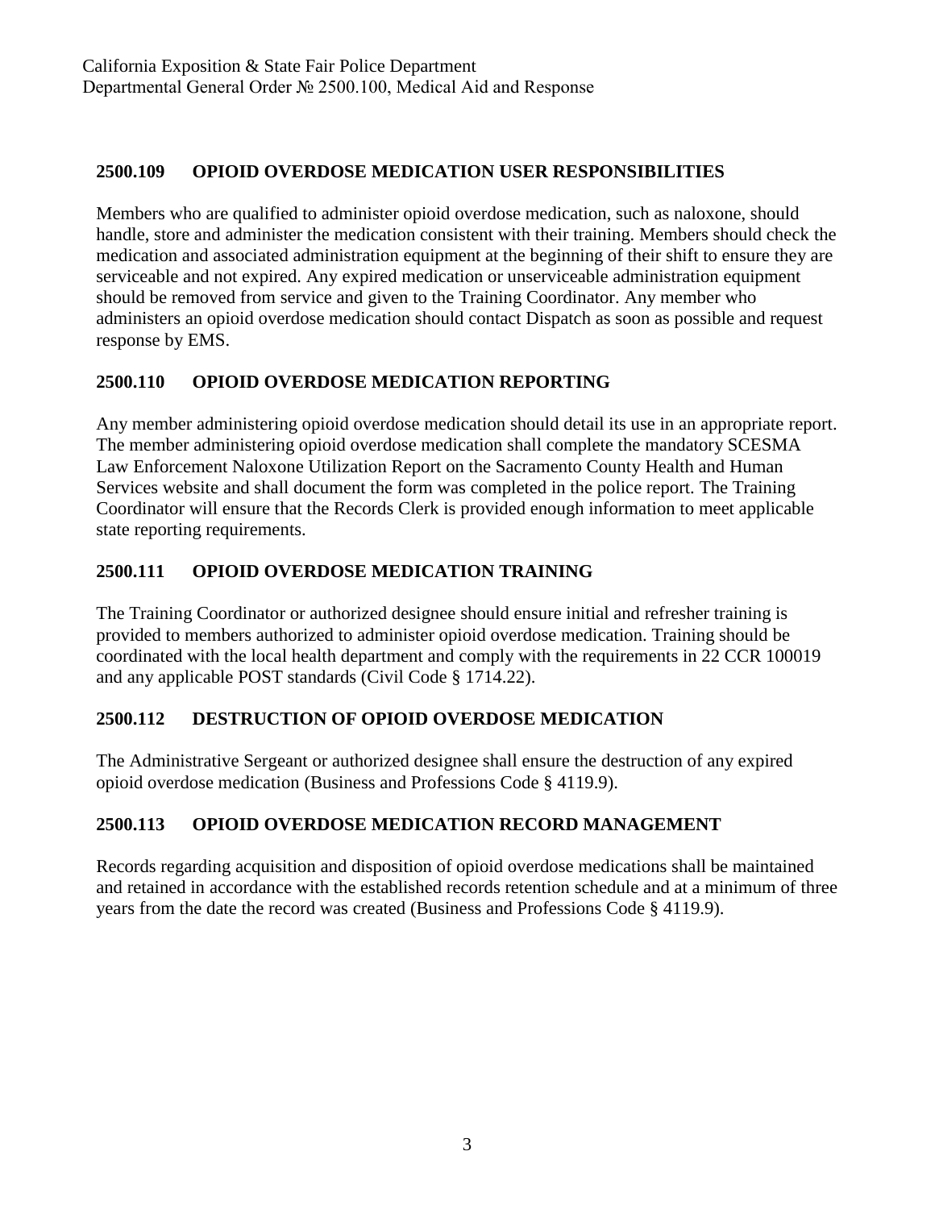## 2500.109 OPIOID OVERDOSE MEDICATION USER RESPONSIBILITIES

Members who are qualified to administer opioid overdose medication, such as naloxone, should handle, store and administer the medication consistent with their training. Members should check the medication and associated administration equipment at the beginning of their shift to ensure they are serviceable and not expired. Any expired medication or unserviceable administration equipment should be removed from service and given to the Training Coordinator. Any member who administers an opioid overdose medication should contact Dispatch as soon as possible and request response by EMS.

## 2500.110 OPIOID OVERDOSE MEDICATION REPORTING

Any member administering opioid overdose medication should detail its use in an appropriate report. The member administering opioid overdose medication shall complete the mandatory SCESMA Law Enforcement Naloxone Utilization Report on the Sacramento County Health and Human Services website and shall document the form was completed in the police report. The Training Coordinator will ensure that the Records Clerk is provided enough information to meet applicable state reporting requirements.

## 2500.111 OPIOID OVERDOSE MEDICATION TRAINING

The Training Coordinator or authorized designee should ensure initial and refresher training is provided to members authorized to administer opioid overdose medication. Training should be coordinated with the local health department and comply with the requirements in 22 CCR 100019 and any applicable POST standards (Civil Code § 1714.22).

## 2500.112 DESTRUCTION OF OPIOID OVERDOSE MEDICATION

The Administrative Sergeant or authorized designee shall ensure the destruction of any expired opioid overdose medication (Business and Professions Code § 4119.9).

## 2500.113 OPIOID OVERDOSE MEDICATION RECORD MANAGEMENT

Records regarding acquisition and disposition of opioid overdose medications shall be maintained and retained in accordance with the established records retention schedule and at a minimum of three years from the date the record was created (Business and Professions Code § 4119.9).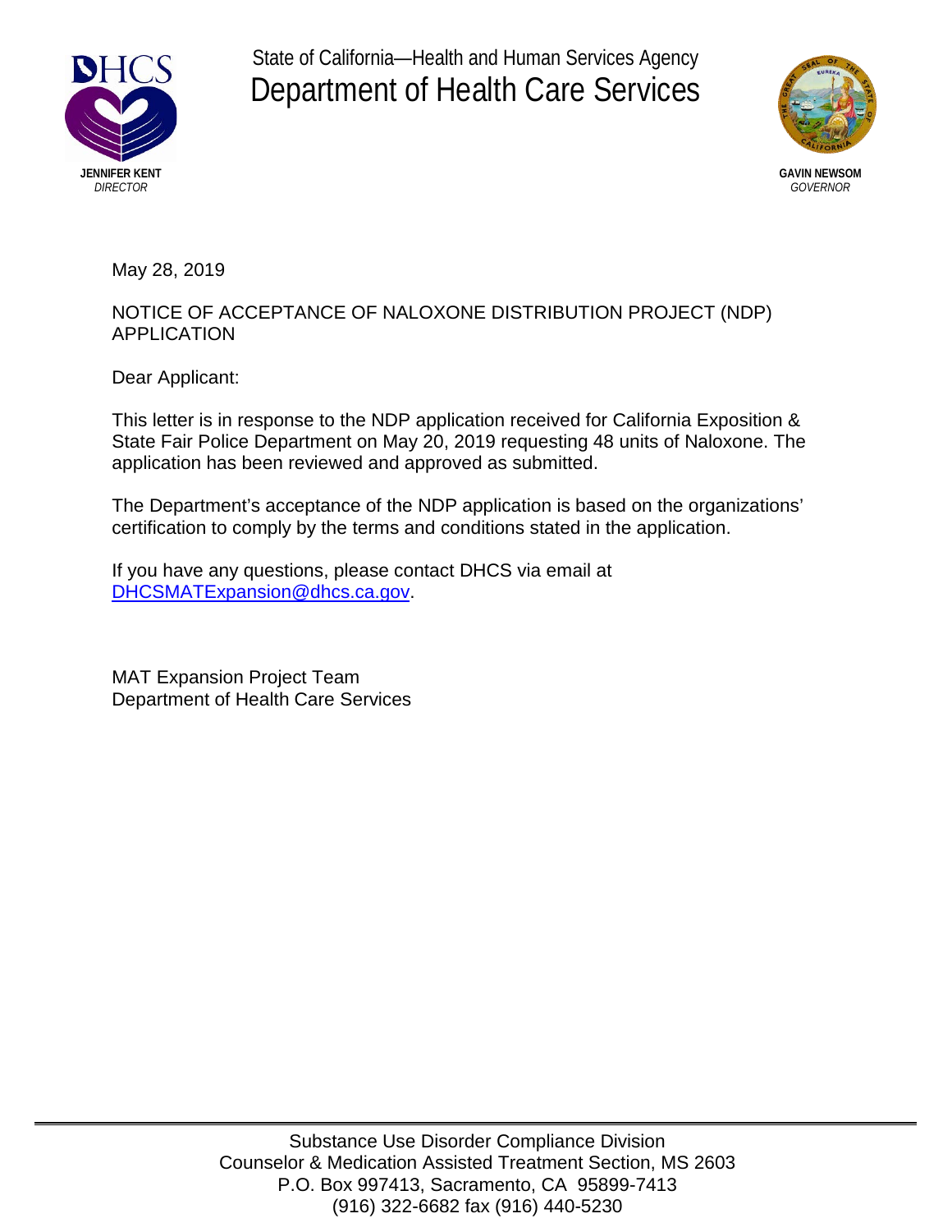State of California—Health and Human Services Agency

# Department of Health Care Services

**JENNIFER KENT**
*DIRECTOR*

**GAVIN NEWSOM**
*GOVERNOR*

May 28, 2019

NOTICE OF ACCEPTANCE OF NALOXONE DISTRIBUTION PROJECT (NDP) APPLICATION

Dear Applicant:

This letter is in response to the NDP application received for California Exposition & State Fair Police Department on May 20, 2019 requesting 48 units of Naloxone. The application has been reviewed and approved as submitted.

The Department's acceptance of the NDP application is based on the organizations' certification to comply by the terms and conditions stated in the application.

If you have any questions, please contact DHCS via email at DHCSMATExpansion@dhcs.ca.gov.

MAT Expansion Project Team
Department of Health Care Services

Substance Use Disorder Compliance Division
Counselor & Medication Assisted Treatment Section, MS 2603
P.O. Box 997413, Sacramento, CA 95899-7413
(916) 322-6682 fax (916) 440-5230